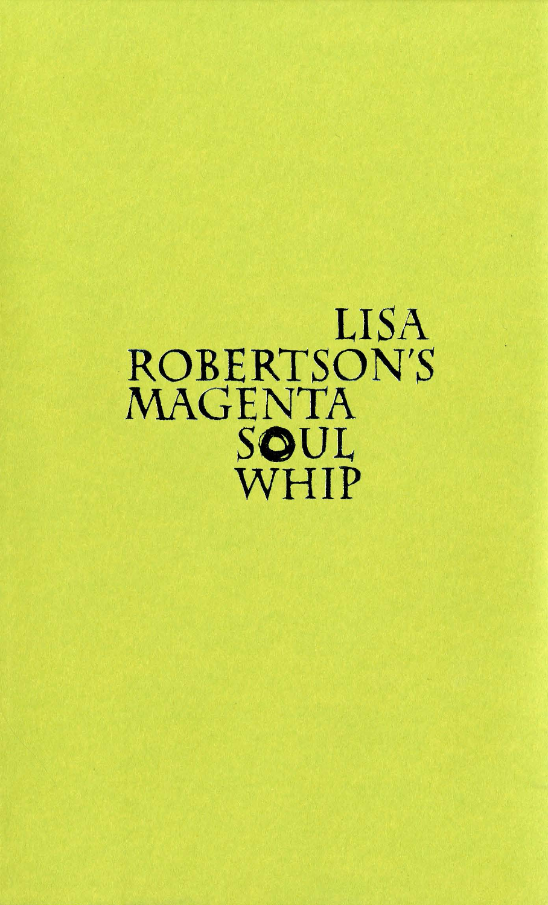# LISA ROBERTSON'S MAGENTA SOUL WHIP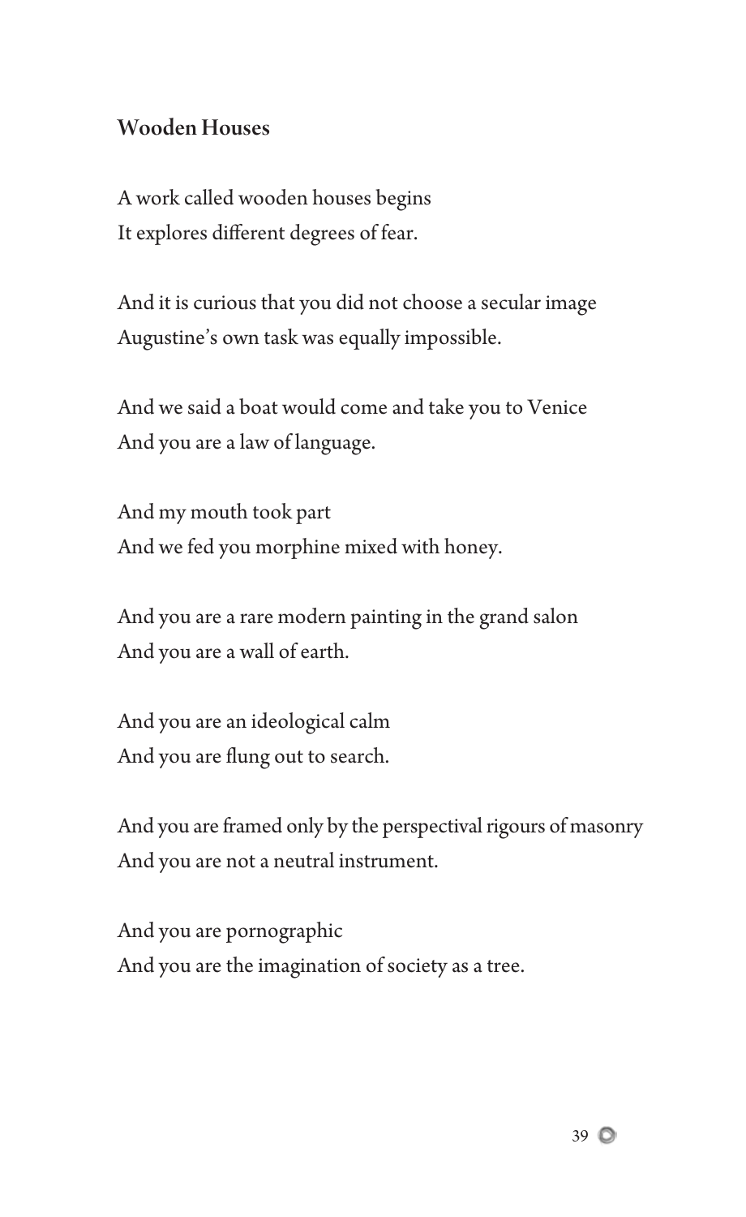## Wooden Houses

A work called wooden houses begins  
It explores different degrees of fear.

And it is curious that you did not choose a secular image  
Augustine's own task was equally impossible.

And we said a boat would come and take you to Venice  
And you are a law of language.

And my mouth took part  
And we fed you morphine mixed with honey.

And you are a rare modern painting in the grand salon  
And you are a wall of earth.

And you are an ideological calm  
And you are flung out to search.

And you are framed only by the perspectival rigours of masonry  
And you are not a neutral instrument.

And you are pornographic  
And you are the imagination of society as a tree.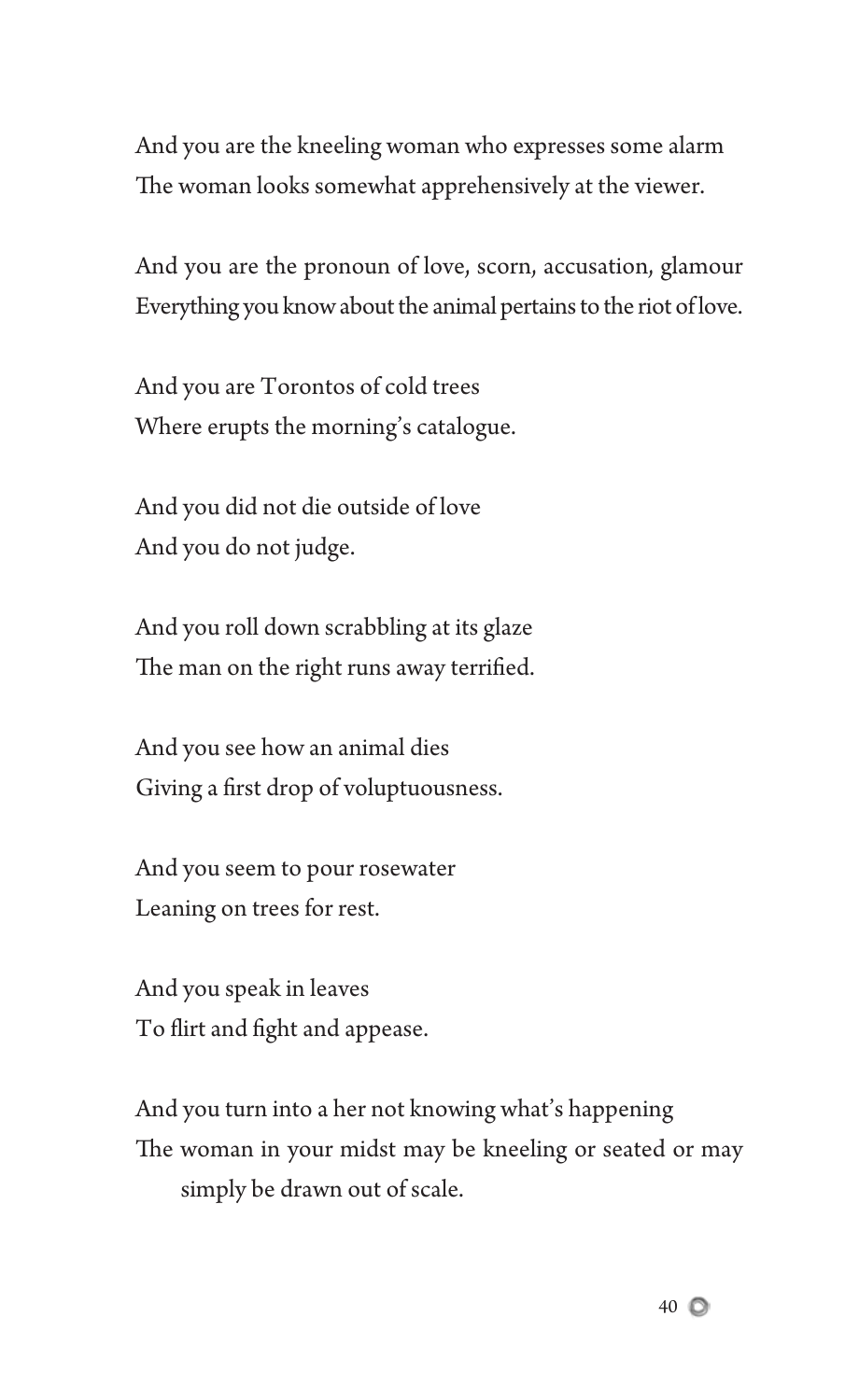And you are the kneeling woman who expresses some alarm  
The woman looks somewhat apprehensively at the viewer.

And you are the pronoun of love, scorn, accusation, glamour  
Everything you know about the animal pertains to the riot of love.

And you are Torontos of cold trees  
Where erupts the morning's catalogue.

And you did not die outside of love  
And you do not judge.

And you roll down scrabbling at its glaze  
The man on the right runs away terrified.

And you see how an animal dies  
Giving a first drop of voluptuousness.

And you seem to pour rosewater  
Leaning on trees for rest.

And you speak in leaves  
To flirt and fight and appease.

And you turn into a her not knowing what's happening  
The woman in your midst may be kneeling or seated or may simply be drawn out of scale.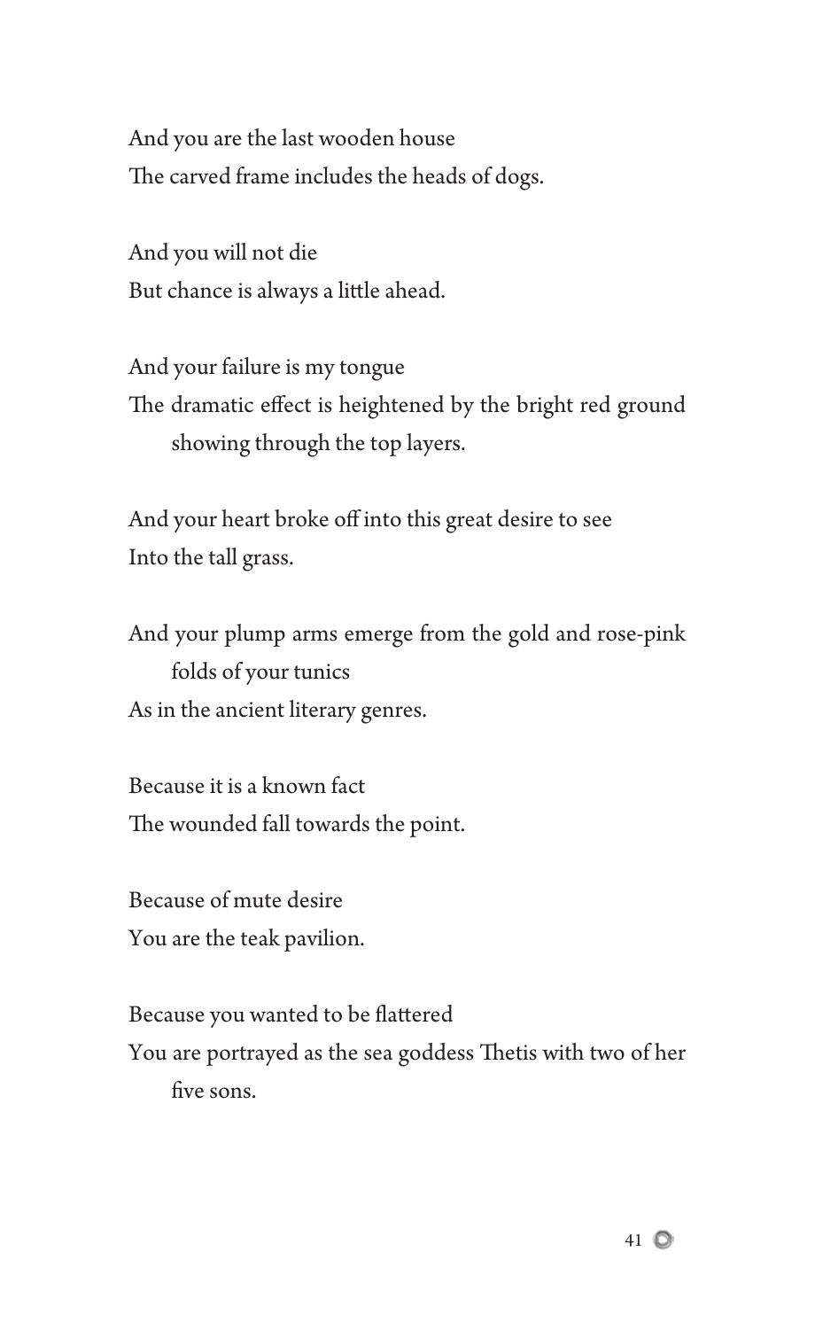And you are the last wooden house
The carved frame includes the heads of dogs.

And you will not die
But chance is always a little ahead.

And your failure is my tongue
The dramatic effect is heightened by the bright red ground showing through the top layers.

And your heart broke off into this great desire to see
Into the tall grass.

And your plump arms emerge from the gold and rose-pink folds of your tunics
As in the ancient literary genres.

Because it is a known fact
The wounded fall towards the point.

Because of mute desire
You are the teak pavilion.

Because you wanted to be flattered
You are portrayed as the sea goddess Thetis with two of her five sons.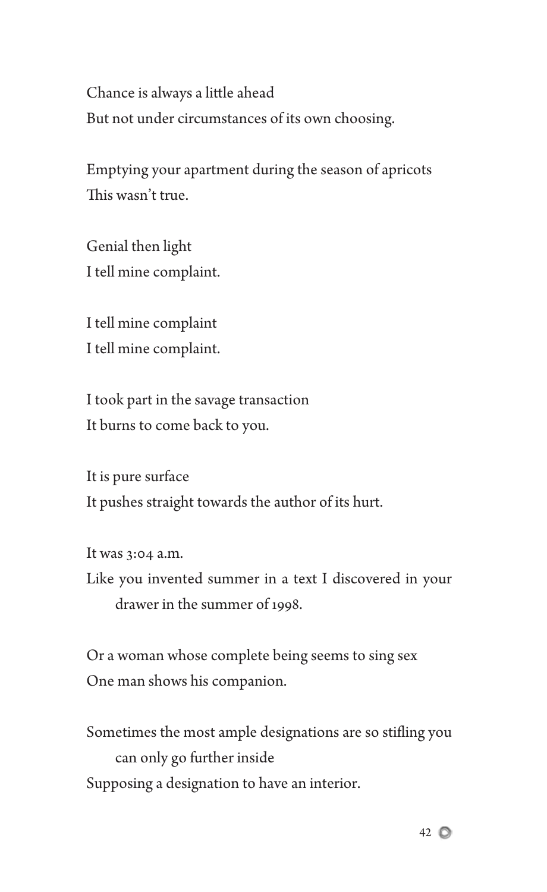Chance is always a little ahead
But not under circumstances of its own choosing.

Emptying your apartment during the season of apricots
This wasn't true.

Genial then light
I tell mine complaint.

I tell mine complaint
I tell mine complaint.

I took part in the savage transaction
It burns to come back to you.

It is pure surface
It pushes straight towards the author of its hurt.

It was 3:04 a.m.
Like you invented summer in a text I discovered in your drawer in the summer of 1998.

Or a woman whose complete being seems to sing sex
One man shows his companion.

Sometimes the most ample designations are so stifling you can only go further inside
Supposing a designation to have an interior.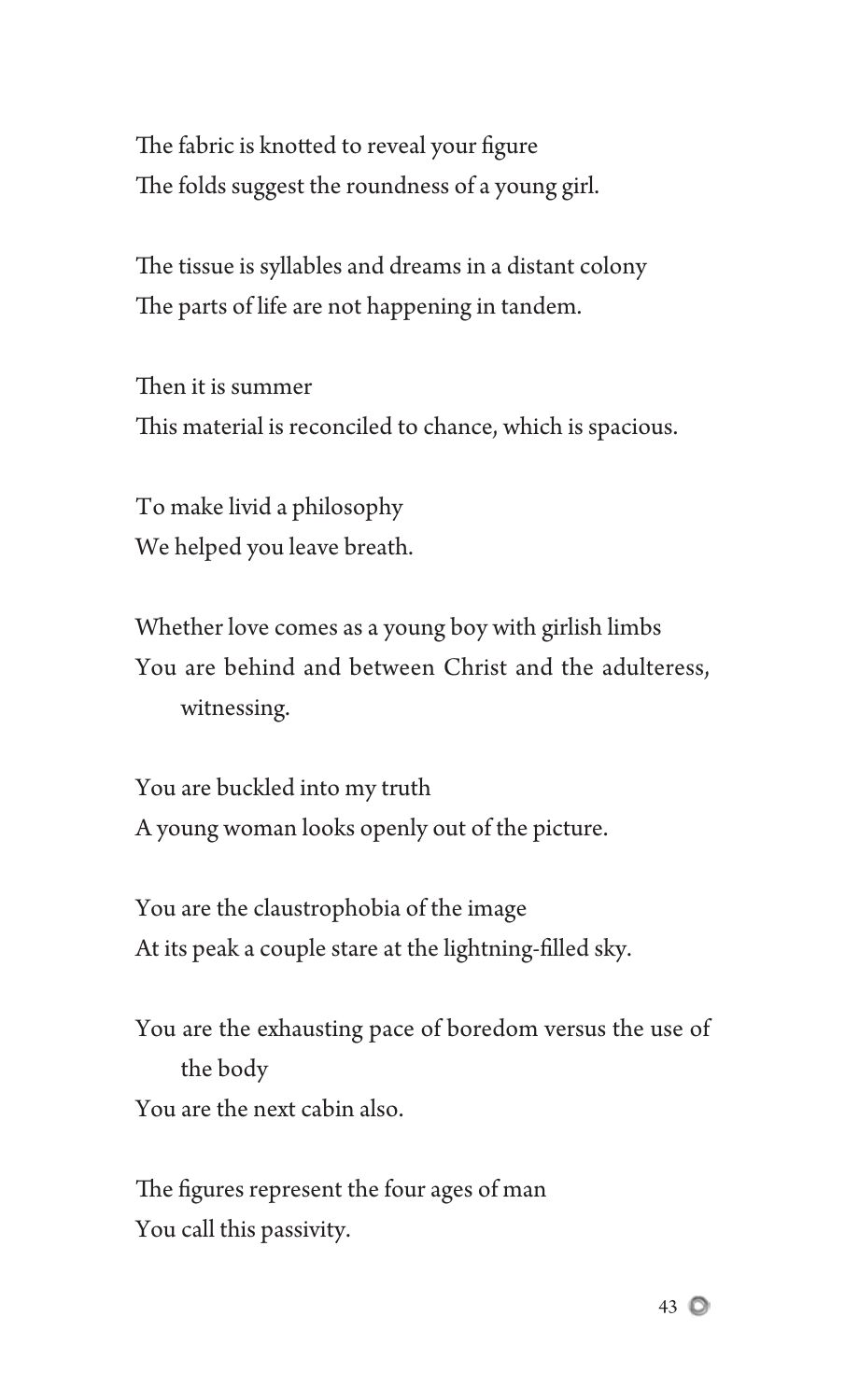The fabric is knotted to reveal your figure
The folds suggest the roundness of a young girl.

The tissue is syllables and dreams in a distant colony
The parts of life are not happening in tandem.

Then it is summer
This material is reconciled to chance, which is spacious.

To make livid a philosophy
We helped you leave breath.

Whether love comes as a young boy with girlish limbs
You are behind and between Christ and the adulteress, witnessing.

You are buckled into my truth
A young woman looks openly out of the picture.

You are the claustrophobia of the image
At its peak a couple stare at the lightning-filled sky.

You are the exhausting pace of boredom versus the use of the body
You are the next cabin also.

The figures represent the four ages of man
You call this passivity.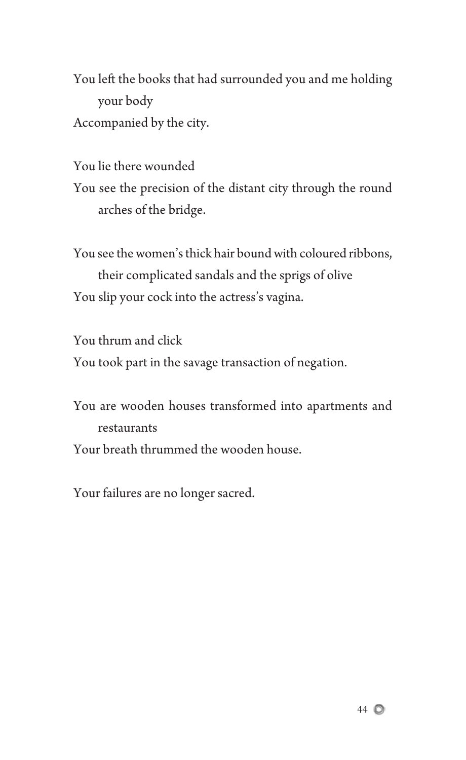You left the books that had surrounded you and me holding your body
Accompanied by the city.

You lie there wounded
You see the precision of the distant city through the round arches of the bridge.

You see the women's thick hair bound with coloured ribbons, their complicated sandals and the sprigs of olive
You slip your cock into the actress's vagina.

You thrum and click
You took part in the savage transaction of negation.

You are wooden houses transformed into apartments and restaurants
Your breath thrummed the wooden house.

Your failures are no longer sacred.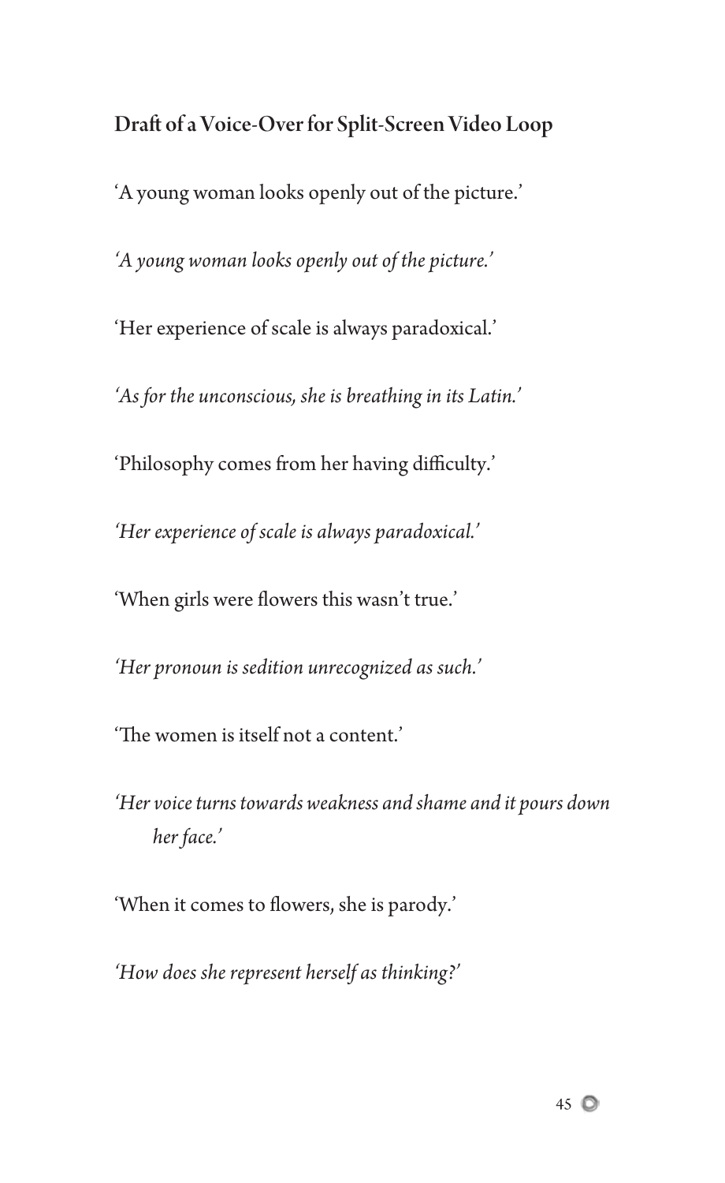## Draft of a Voice-Over for Split-Screen Video Loop

'A young woman looks openly out of the picture.'

*'A young woman looks openly out of the picture.'*

'Her experience of scale is always paradoxical.'

*'As for the unconscious, she is breathing in its Latin.'*

'Philosophy comes from her having difficulty.'

*'Her experience of scale is always paradoxical.'*

'When girls were flowers this wasn't true.'

*'Her pronoun is sedition unrecognized as such.'*

'The women is itself not a content.'

*'Her voice turns towards weakness and shame and it pours down her face.'*

'When it comes to flowers, she is parody.'

*'How does she represent herself as thinking?'*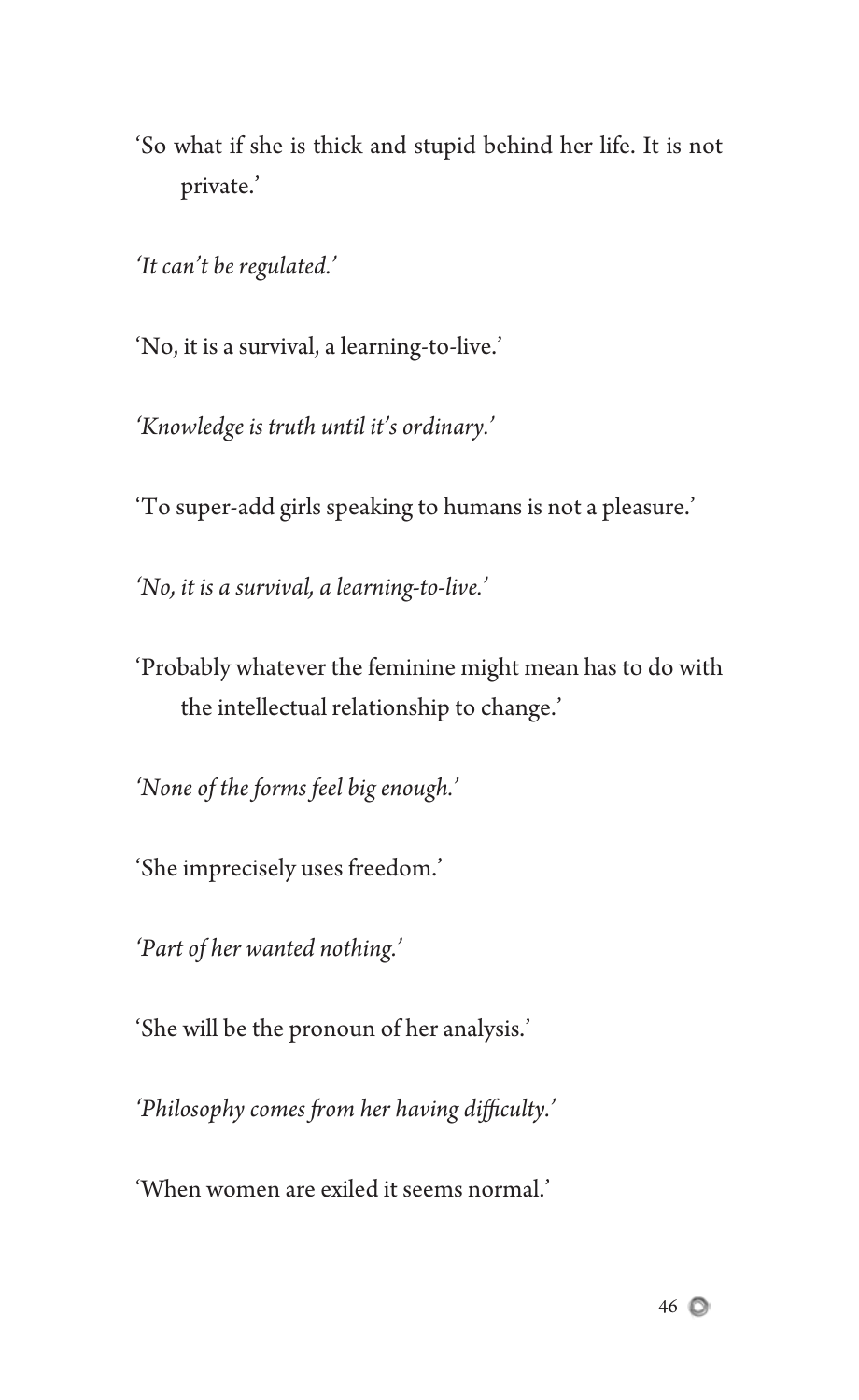'So what if she is thick and stupid behind her life. It is not private.'

*'It can't be regulated.'*

'No, it is a survival, a learning-to-live.'

*'Knowledge is truth until it's ordinary.'*

'To super-add girls speaking to humans is not a pleasure.'

*'No, it is a survival, a learning-to-live.'*

'Probably whatever the feminine might mean has to do with the intellectual relationship to change.'

*'None of the forms feel big enough.'*

'She imprecisely uses freedom.'

*'Part of her wanted nothing.'*

'She will be the pronoun of her analysis.'

*'Philosophy comes from her having difficulty.'*

'When women are exiled it seems normal.'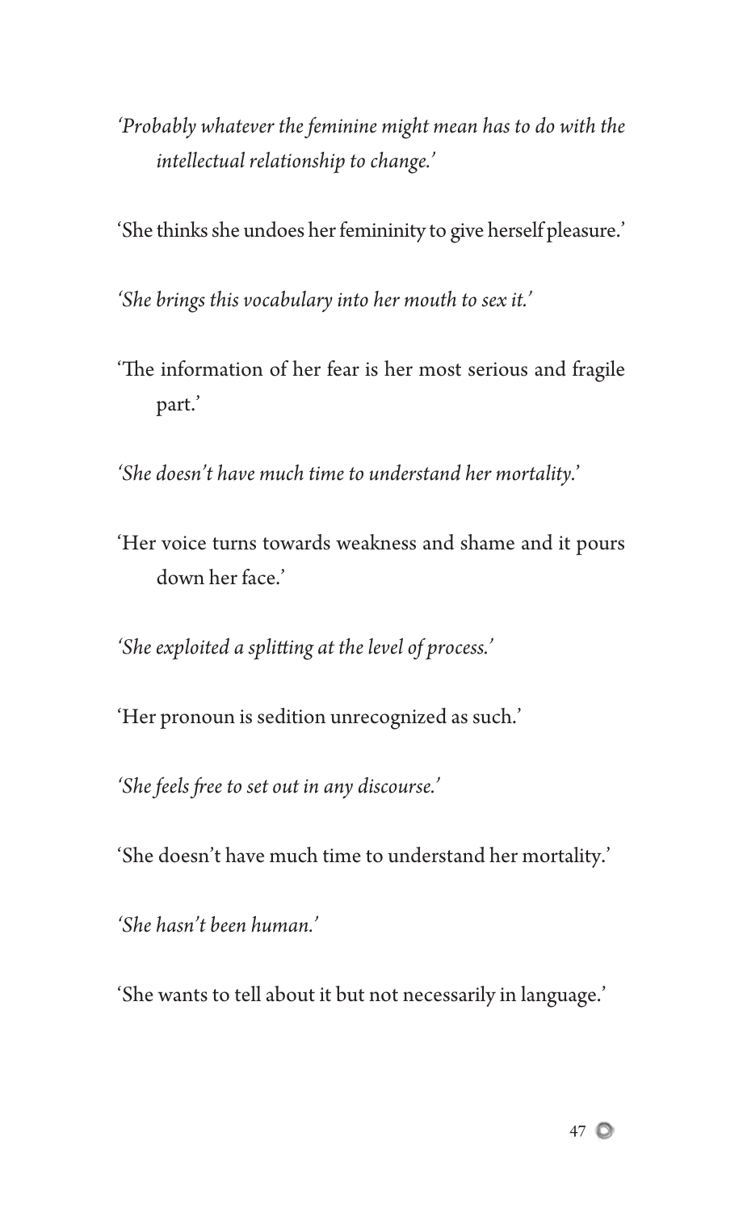*'Probably whatever the feminine might mean has to do with the intellectual relationship to change.'*

'She thinks she undoes her femininity to give herself pleasure.'

*'She brings this vocabulary into her mouth to sex it.'*

'The information of her fear is her most serious and fragile part.'

*'She doesn't have much time to understand her mortality.'*

'Her voice turns towards weakness and shame and it pours down her face.'

*'She exploited a splitting at the level of process.'*

'Her pronoun is sedition unrecognized as such.'

*'She feels free to set out in any discourse.'*

'She doesn't have much time to understand her mortality.'

*'She hasn't been human.'*

'She wants to tell about it but not necessarily in language.'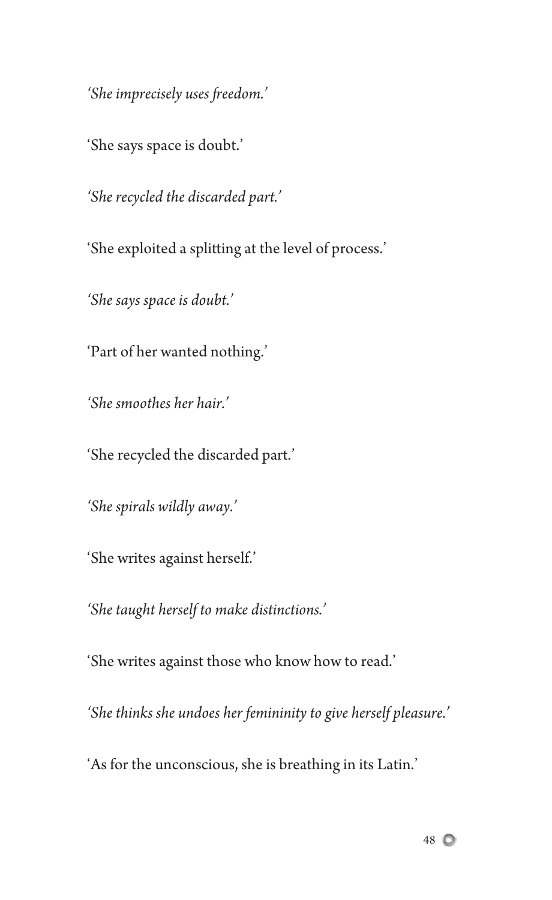*'She imprecisely uses freedom.'*

'She says space is doubt.'

*'She recycled the discarded part.'*

'She exploited a splitting at the level of process.'

*'She says space is doubt.'*

'Part of her wanted nothing.'

*'She smoothes her hair.'*

'She recycled the discarded part.'

*'She spirals wildly away.'*

'She writes against herself.'

*'She taught herself to make distinctions.'*

'She writes against those who know how to read.'

*'She thinks she undoes her femininity to give herself pleasure.'*

'As for the unconscious, she is breathing in its Latin.'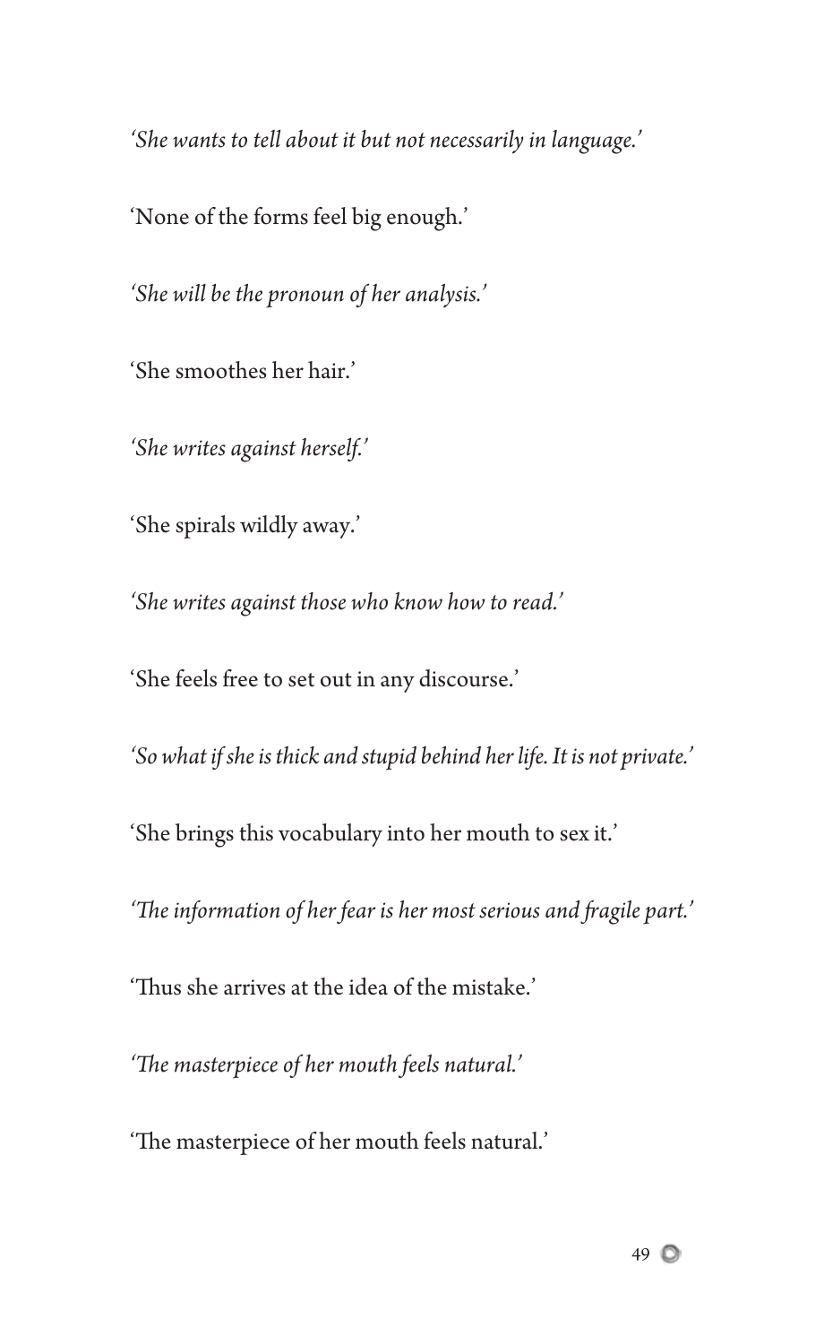*'She wants to tell about it but not necessarily in language.'*

'None of the forms feel big enough.'

*'She will be the pronoun of her analysis.'*

'She smoothes her hair.'

*'She writes against herself.'*

'She spirals wildly away.'

*'She writes against those who know how to read.'*

'She feels free to set out in any discourse.'

*'So what if she is thick and stupid behind her life. It is not private.'*

'She brings this vocabulary into her mouth to sex it.'

*'The information of her fear is her most serious and fragile part.'*

'Thus she arrives at the idea of the mistake.'

*'The masterpiece of her mouth feels natural.'*

'The masterpiece of her mouth feels natural.'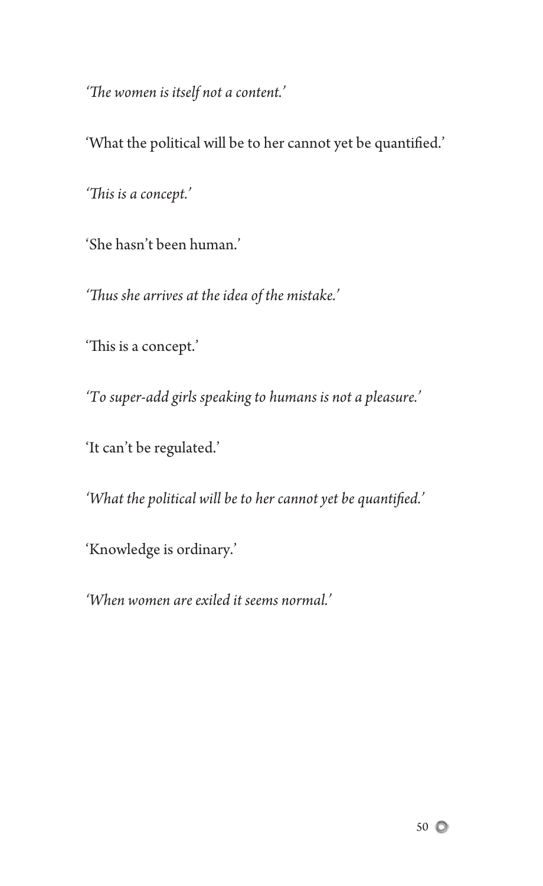*'The women is itself not a content.'*

'What the political will be to her cannot yet be quantified.'

*'This is a concept.'*

'She hasn't been human.'

*'Thus she arrives at the idea of the mistake.'*

'This is a concept.'

*'To super-add girls speaking to humans is not a pleasure.'*

'It can't be regulated.'

*'What the political will be to her cannot yet be quantified.'*

'Knowledge is ordinary.'

*'When women are exiled it seems normal.'*